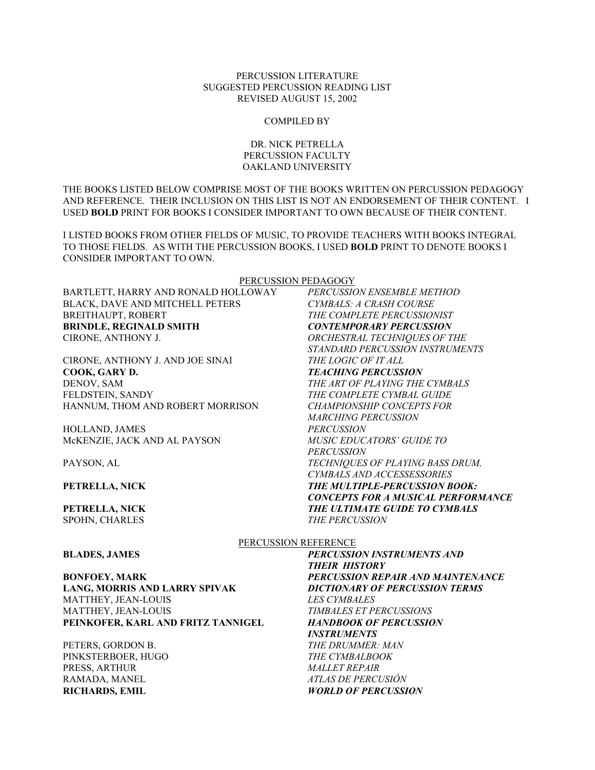PERCUSSION LITERATURE
SUGGESTED PERCUSSION READING LIST
REVISED AUGUST 15, 2002

COMPILED BY

DR. NICK PETRELLA
PERCUSSION FACULTY
OAKLAND UNIVERSITY

THE BOOKS LISTED BELOW COMPRISE MOST OF THE BOOKS WRITTEN ON PERCUSSION PEDAGOGY AND REFERENCE. THEIR INCLUSION ON THIS LIST IS NOT AN ENDORSEMENT OF THEIR CONTENT. I USED **BOLD** PRINT FOR BOOKS I CONSIDER IMPORTANT TO OWN BECAUSE OF THEIR CONTENT.

I LISTED BOOKS FROM OTHER FIELDS OF MUSIC, TO PROVIDE TEACHERS WITH BOOKS INTEGRAL TO THOSE FIELDS. AS WITH THE PERCUSSION BOOKS, I USED **BOLD** PRINT TO DENOTE BOOKS I CONSIDER IMPORTANT TO OWN.

## PERCUSSION PEDAGOGY

| Author | Title |
|---|---|
| BARTLETT, HARRY AND RONALD HOLLOWAY | *PERCUSSION ENSEMBLE METHOD* |
| BLACK, DAVE AND MITCHELL PETERS | *CYMBALS: A CRASH COURSE* |
| BREITHAUPT, ROBERT | *THE COMPLETE PERCUSSIONIST* |
| **BRINDLE, REGINALD SMITH** | ***CONTEMPORARY PERCUSSION*** |
| CIRONE, ANTHONY J. | *ORCHESTRAL TECHNIQUES OF THE STANDARD PERCUSSION INSTRUMENTS* |
| CIRONE, ANTHONY J. AND JOE SINAI | *THE LOGIC OF IT ALL* |
| **COOK, GARY D.** | ***TEACHING PERCUSSION*** |
| DENOV, SAM | *THE ART OF PLAYING THE CYMBALS* |
| FELDSTEIN, SANDY | *THE COMPLETE CYMBAL GUIDE* |
| HANNUM, THOM AND ROBERT MORRISON | *CHAMPIONSHIP CONCEPTS FOR MARCHING PERCUSSION* |
| HOLLAND, JAMES | *PERCUSSION* |
| McKENZIE, JACK AND AL PAYSON | *MUSIC EDUCATORS' GUIDE TO PERCUSSION* |
| PAYSON, AL | *TECHNIQUES OF PLAYING BASS DRUM, CYMBALS AND ACCESSESSORIES* |
| **PETRELLA, NICK** | ***THE MULTIPLE-PERCUSSION BOOK: CONCEPTS FOR A MUSICAL PERFORMANCE*** |
| **PETRELLA, NICK** | ***THE ULTIMATE GUIDE TO CYMBALS*** |
| SPOHN, CHARLES | *THE PERCUSSION* |

## PERCUSSION REFERENCE

| Author | Title |
|---|---|
| **BLADES, JAMES** | ***PERCUSSION INSTRUMENTS AND THEIR HISTORY*** |
| **BONFOEY, MARK** | ***PERCUSSION REPAIR AND MAINTENANCE*** |
| **LANG, MORRIS AND LARRY SPIVAK** | ***DICTIONARY OF PERCUSSION TERMS*** |
| MATTHEY, JEAN-LOUIS | *LES CYMBALES* |
| MATTHEY, JEAN-LOUIS | *TIMBALES ET PERCUSSIONS* |
| **PEINKOFER, KARL AND FRITZ TANNIGEL** | ***HANDBOOK OF PERCUSSION INSTRUMENTS*** |
| PETERS, GORDON B. | *THE DRUMMER: MAN* |
| PINKSTERBOER, HUGO | *THE CYMBALBOOK* |
| PRESS, ARTHUR | *MALLET REPAIR* |
| RAMADA, MANEL | *ATLAS DE PERCUSIÓN* |
| **RICHARDS, EMIL** | ***WORLD OF PERCUSSION*** |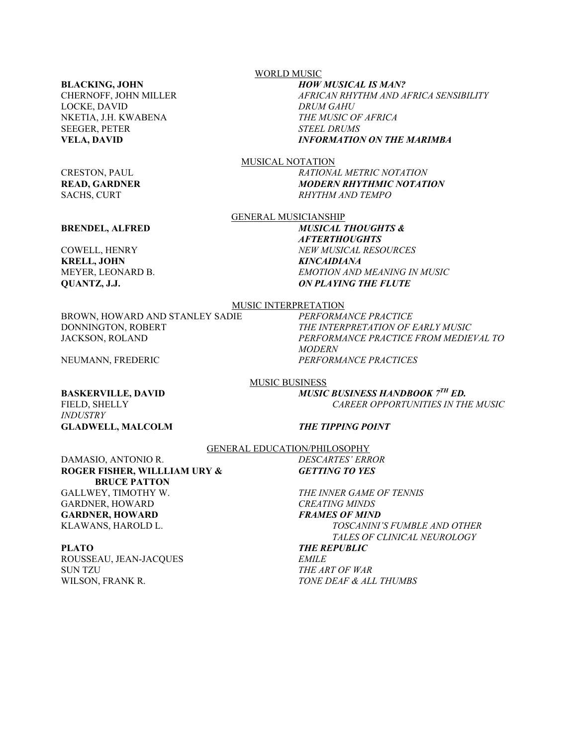## WORLD MUSIC

| | |
|---|---|
| **BLACKING, JOHN** | ***HOW MUSICAL IS MAN?*** |
| CHERNOFF, JOHN MILLER | *AFRICAN RHYTHM AND AFRICA SENSIBILITY* |
| LOCKE, DAVID | *DRUM GAHU* |
| NKETIA, J.H. KWABENA | *THE MUSIC OF AFRICA* |
| SEEGER, PETER | *STEEL DRUMS* |
| **VELA, DAVID** | ***INFORMATION ON THE MARIMBA*** |

## MUSICAL NOTATION

| | |
|---|---|
| CRESTON, PAUL | *RATIONAL METRIC NOTATION* |
| **READ, GARDNER** | ***MODERN RHYTHMIC NOTATION*** |
| SACHS, CURT | *RHYTHM AND TEMPO* |

## GENERAL MUSICIANSHIP

| | |
|---|---|
| **BRENDEL, ALFRED** | ***MUSICAL THOUGHTS & AFTERTHOUGHTS*** |
| COWELL, HENRY | *NEW MUSICAL RESOURCES* |
| **KRELL, JOHN** | ***KINCAIDIANA*** |
| MEYER, LEONARD B. | *EMOTION AND MEANING IN MUSIC* |
| **QUANTZ, J.J.** | ***ON PLAYING THE FLUTE*** |

## MUSIC INTERPRETATION

| | |
|---|---|
| BROWN, HOWARD AND STANLEY SADIE | *PERFORMANCE PRACTICE* |
| DONNINGTON, ROBERT | *THE INTERPRETATION OF EARLY MUSIC* |
| JACKSON, ROLAND | *PERFORMANCE PRACTICE FROM MEDIEVAL TO MODERN* |
| NEUMANN, FREDERIC | *PERFORMANCE PRACTICES* |

## MUSIC BUSINESS

| | |
|---|---|
| **BASKERVILLE, DAVID** | ***MUSIC BUSINESS HANDBOOK 7TH ED.*** |
| FIELD, SHELLY | *CAREER OPPORTUNITIES IN THE MUSIC INDUSTRY* |
| **GLADWELL, MALCOLM** | ***THE TIPPING POINT*** |

## GENERAL EDUCATION/PHILOSOPHY

| | |
|---|---|
| DAMASIO, ANTONIO R. | *DESCARTES' ERROR* |
| **ROGER FISHER, WILLLIAM URY & BRUCE PATTON** | ***GETTING TO YES*** |
| GALLWEY, TIMOTHY W. | *THE INNER GAME OF TENNIS* |
| GARDNER, HOWARD | *CREATING MINDS* |
| **GARDNER, HOWARD** | ***FRAMES OF MIND*** |
| KLAWANS, HAROLD L. | *TOSCANINI'S FUMBLE AND OTHER TALES OF CLINICAL NEUROLOGY* |
| **PLATO** | ***THE REPUBLIC*** |
| ROUSSEAU, JEAN-JACQUES | *EMILE* |
| SUN TZU | *THE ART OF WAR* |
| WILSON, FRANK R. | *TONE DEAF & ALL THUMBS* |